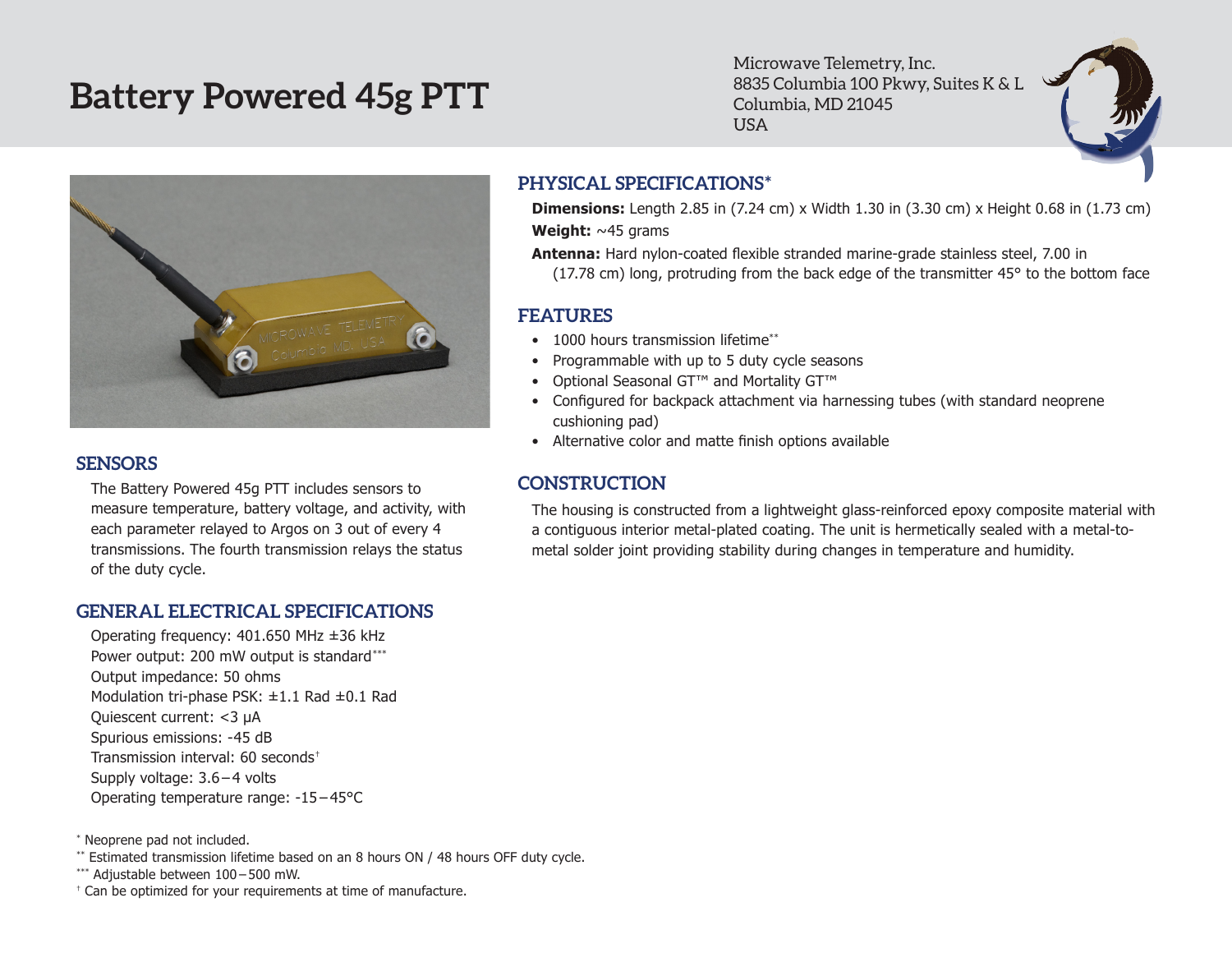# Battery Powered 45g PTT

Microwave Telemetry, Inc.
8835 Columbia 100 Pkwy, Suites K & L
Columbia, MD 21045
USA

## PHYSICAL SPECIFICATIONS*

**Dimensions:** Length 2.85 in (7.24 cm) x Width 1.30 in (3.30 cm) x Height 0.68 in (1.73 cm)

**Weight:** ~45 grams

**Antenna:** Hard nylon-coated flexible stranded marine-grade stainless steel, 7.00 in (17.78 cm) long, protruding from the back edge of the transmitter 45° to the bottom face

## FEATURES

- 1000 hours transmission lifetime**
- Programmable with up to 5 duty cycle seasons
- Optional Seasonal GT™ and Mortality GT™
- Configured for backpack attachment via harnessing tubes (with standard neoprene cushioning pad)
- Alternative color and matte finish options available

## CONSTRUCTION

The housing is constructed from a lightweight glass-reinforced epoxy composite material with a contiguous interior metal-plated coating. The unit is hermetically sealed with a metal-to-metal solder joint providing stability during changes in temperature and humidity.

## SENSORS

The Battery Powered 45g PTT includes sensors to measure temperature, battery voltage, and activity, with each parameter relayed to Argos on 3 out of every 4 transmissions. The fourth transmission relays the status of the duty cycle.

## GENERAL ELECTRICAL SPECIFICATIONS

Operating frequency: 401.650 MHz ±36 kHz
Power output: 200 mW output is standard***
Output impedance: 50 ohms
Modulation tri-phase PSK: ±1.1 Rad ±0.1 Rad
Quiescent current: <3 μA
Spurious emissions: -45 dB
Transmission interval: 60 seconds†
Supply voltage: 3.6 – 4 volts
Operating temperature range: -15 – 45°C

\* Neoprene pad not included.
\** Estimated transmission lifetime based on an 8 hours ON / 48 hours OFF duty cycle.
\*** Adjustable between 100 – 500 mW.
† Can be optimized for your requirements at time of manufacture.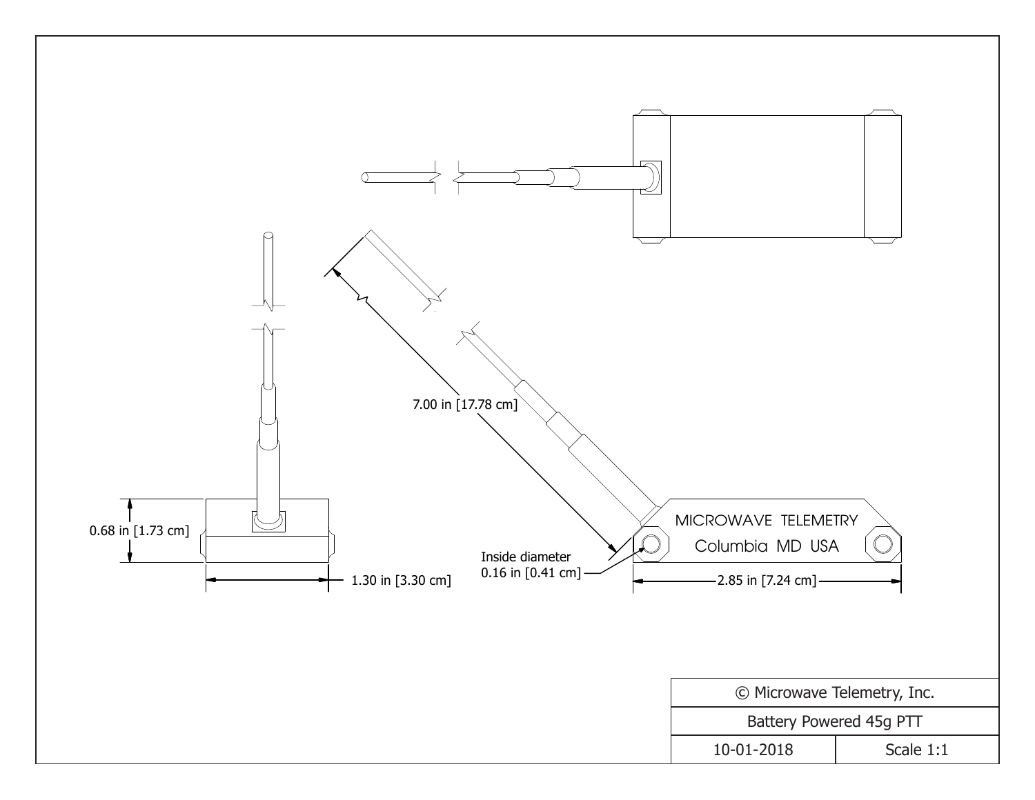MICROWAVE TELEMETRY
Columbia MD USA

7.00 in [17.78 cm]

0.68 in [1.73 cm]

1.30 in [3.30 cm]

Inside diameter
0.16 in [0.41 cm]

2.85 in [7.24 cm]

| | |
|---|---|
| © Microwave Telemetry, Inc. | |
| Battery Powered 45g PTT | |
| 10-01-2018 | Scale 1:1 |